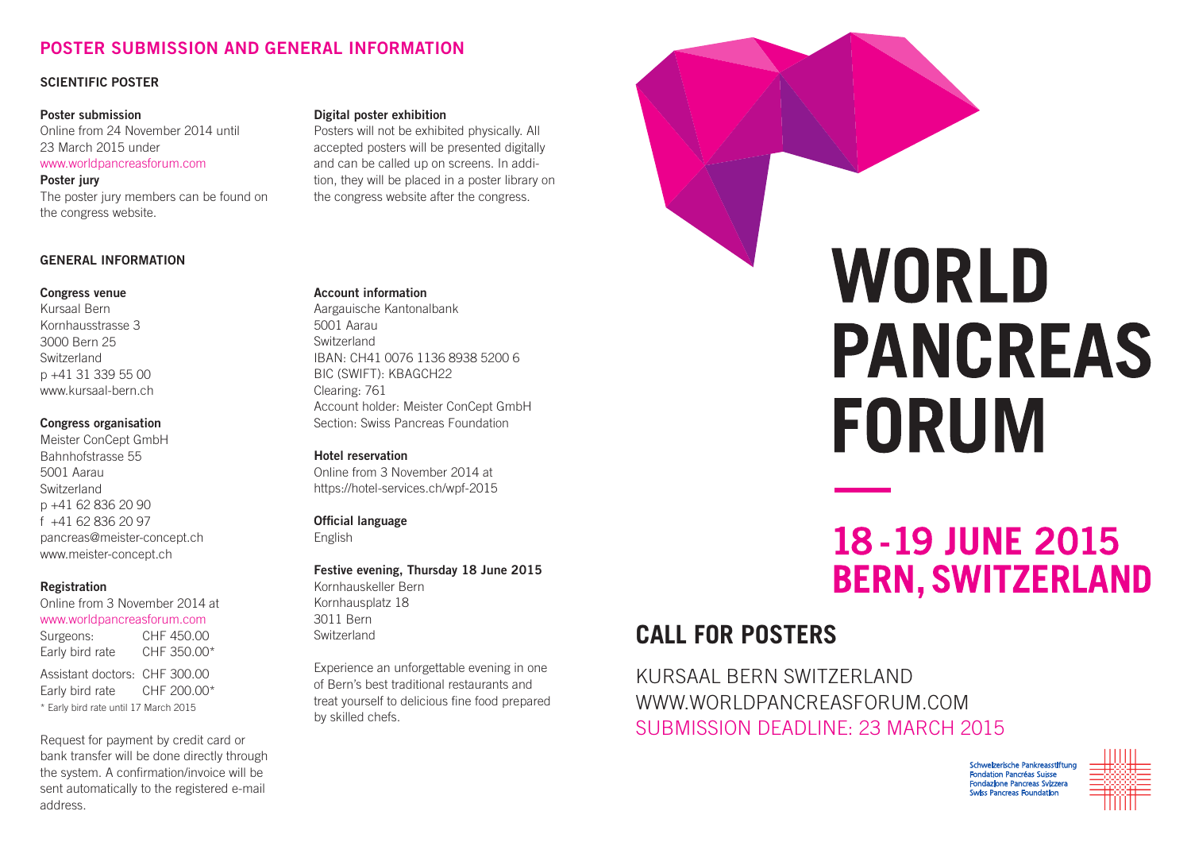## POSTER SUBMISSION AND GENERAL INFORMATION

### SCIENTIFIC POSTER

**Poster submission**
Online from 24 November 2014 until 23 March 2015 under
www.worldpancreasforum.com

**Poster jury**
The poster jury members can be found on the congress website.

**Digital poster exhibition**
Posters will not be exhibited physically. All accepted posters will be presented digitally and can be called up on screens. In addition, they will be placed in a poster library on the congress website after the congress.

### GENERAL INFORMATION

**Congress venue**
Kursaal Bern
Kornhausstrasse 3
3000 Bern 25
Switzerland
p +41 31 339 55 00
www.kursaal-bern.ch

**Congress organisation**
Meister ConCept GmbH
Bahnhofstrasse 55
5001 Aarau
Switzerland
p +41 62 836 20 90
f +41 62 836 20 97
pancreas@meister-concept.ch
www.meister-concept.ch

**Registration**
Online from 3 November 2014 at
www.worldpancreasforum.com

| | |
|---|---|
| Surgeons: | CHF 450.00 |
| Early bird rate | CHF 350.00* |
| Assistant doctors: | CHF 300.00 |
| Early bird rate | CHF 200.00* |

\* Early bird rate until 17 March 2015

Request for payment by credit card or bank transfer will be done directly through the system. A confirmation/invoice will be sent automatically to the registered e-mail address.

**Account information**
Aargauische Kantonalbank
5001 Aarau
Switzerland
IBAN: CH41 0076 1136 8938 5200 6
BIC (SWIFT): KBAGCH22
Clearing: 761
Account holder: Meister ConCept GmbH
Section: Swiss Pancreas Foundation

**Hotel reservation**
Online from 3 November 2014 at
https://hotel-services.ch/wpf-2015

**Official language**
English

**Festive evening, Thursday 18 June 2015**
Kornhauskeller Bern
Kornhausplatz 18
3011 Bern
Switzerland

Experience an unforgettable evening in one of Bern's best traditional restaurants and treat yourself to delicious fine food prepared by skilled chefs.

# WORLD PANCREAS FORUM

## 18-19 JUNE 2015
## BERN, SWITZERLAND

## CALL FOR POSTERS

KURSAAL BERN SWITZERLAND
WWW.WORLDPANCREASFORUM.COM
SUBMISSION DEADLINE: 23 MARCH 2015

Schweizerische Pankreasstiftung
Fondation Pancréas Suisse
Fondazione Pancreas Svizzera
Swiss Pancreas Foundation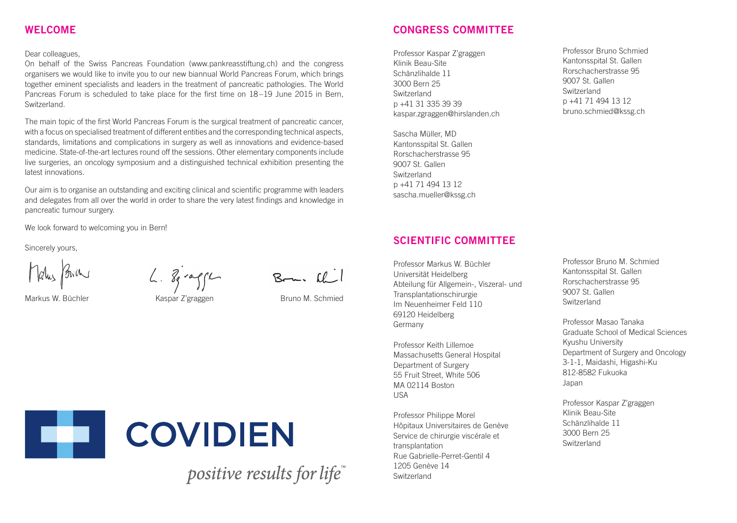## WELCOME

Dear colleagues,

On behalf of the Swiss Pancreas Foundation (www.pankreasstiftung.ch) and the congress organisers we would like to invite you to our new biannual World Pancreas Forum, which brings together eminent specialists and leaders in the treatment of pancreatic pathologies. The World Pancreas Forum is scheduled to take place for the first time on 18–19 June 2015 in Bern, Switzerland.

The main topic of the first World Pancreas Forum is the surgical treatment of pancreatic cancer, with a focus on specialised treatment of different entities and the corresponding technical aspects, standards, limitations and complications in surgery as well as innovations and evidence-based medicine. State-of-the-art lectures round off the sessions. Other elementary components include live surgeries, an oncology symposium and a distinguished technical exhibition presenting the latest innovations.

Our aim is to organise an outstanding and exciting clinical and scientific programme with leaders and delegates from all over the world in order to share the very latest findings and knowledge in pancreatic tumour surgery.

We look forward to welcoming you in Bern!

Sincerely yours,

Markus W. Büchler

Kaspar Z'graggen

Bruno M. Schmied

COVIDIEN

*positive results for life*™

## CONGRESS COMMITTEE

Professor Kaspar Z'graggen
Klinik Beau-Site
Schänzlihalde 11
3000 Bern 25
Switzerland
p +41 31 335 39 39
kaspar.zgraggen@hirslanden.ch

Sascha Müller, MD
Kantonsspital St. Gallen
Rorschacherstrasse 95
9007 St. Gallen
Switzerland
p +41 71 494 13 12
sascha.mueller@kssg.ch

Professor Bruno Schmied
Kantonsspital St. Gallen
Rorschacherstrasse 95
9007 St. Gallen
Switzerland
p +41 71 494 13 12
bruno.schmied@kssg.ch

## SCIENTIFIC COMMITTEE

Professor Markus W. Büchler
Universität Heidelberg
Abteilung für Allgemein-, Viszeral- und Transplantationschirurgie
Im Neuenheimer Feld 110
69120 Heidelberg
Germany

Professor Keith Lillemoe
Massachusetts General Hospital
Department of Surgery
55 Fruit Street, White 506
MA 02114 Boston
USA

Professor Philippe Morel
Hôpitaux Universitaires de Genève
Service de chirurgie viscérale et transplantation
Rue Gabrielle-Perret-Gentil 4
1205 Genève 14
Switzerland

Professor Bruno M. Schmied
Kantonsspital St. Gallen
Rorschacherstrasse 95
9007 St. Gallen
Switzerland

Professor Masao Tanaka
Graduate School of Medical Sciences
Kyushu University
Department of Surgery and Oncology
3-1-1, Maidashi, Higashi-Ku
812-8582 Fukuoka
Japan

Professor Kaspar Z'graggen
Klinik Beau-Site
Schänzlihalde 11
3000 Bern 25
Switzerland